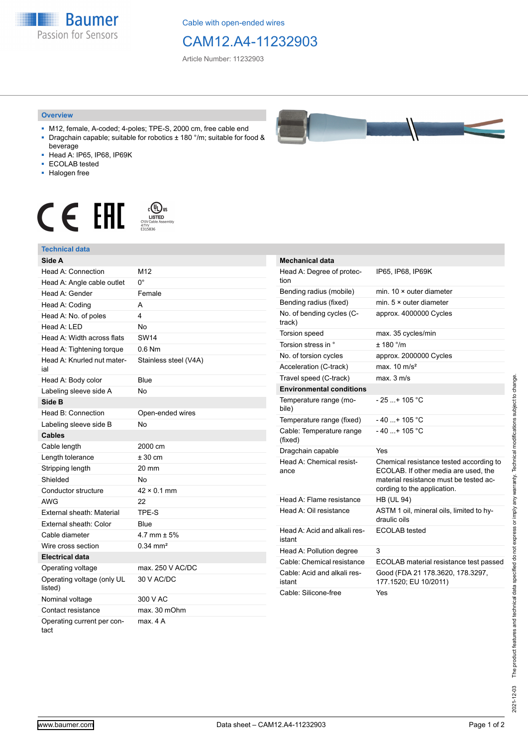Cable with open-ended wires

# CAM12.A4-11232903

Article Number: 11232903

## Overview

- M12, female, A-coded; 4-poles; TPE-S, 2000 cm, free cable end
- Dragchain capable; suitable for robotics ± 180 °/m; suitable for food & beverage
- Head A: IP65, IP68, IP69K
- ECOLAB tested
- Halogen free

## Technical data

| **Side A** | |
|---|---|
| Head A: Connection | M12 |
| Head A: Angle cable outlet | 0° |
| Head A: Gender | Female |
| Head A: Coding | A |
| Head A: No. of poles | 4 |
| Head A: LED | No |
| Head A: Width across flats | SW14 |
| Head A: Tightening torque | 0.6 Nm |
| Head A: Knurled nut material | Stainless steel (V4A) |
| Head A: Body color | Blue |
| Labeling sleeve side A | No |
| **Side B** | |
| Head B: Connection | Open-ended wires |
| Labeling sleeve side B | No |
| **Cables** | |
| Cable length | 2000 cm |
| Length tolerance | ± 30 cm |
| Stripping length | 20 mm |
| Shielded | No |
| Conductor structure | 42 × 0.1 mm |
| AWG | 22 |
| External sheath: Material | TPE-S |
| External sheath: Color | Blue |
| Cable diameter | 4.7 mm ± 5% |
| Wire cross section | 0.34 mm² |
| **Electrical data** | |
| Operating voltage | max. 250 V AC/DC |
| Operating voltage (only UL listed) | 30 V AC/DC |
| Nominal voltage | 300 V AC |
| Contact resistance | max. 30 mOhm |
| Operating current per contact | max. 4 A |

| **Mechanical data** | |
|---|---|
| Head A: Degree of protection | IP65, IP68, IP69K |
| Bending radius (mobile) | min. 10 × outer diameter |
| Bending radius (fixed) | min. 5 × outer diameter |
| No. of bending cycles (C-track) | approx. 4000000 Cycles |
| Torsion speed | max. 35 cycles/min |
| Torsion stress in ° | ± 180 °/m |
| No. of torsion cycles | approx. 2000000 Cycles |
| Acceleration (C-track) | max. 10 m/s² |
| Travel speed (C-track) | max. 3 m/s |
| **Environmental conditions** | |
| Temperature range (mobile) | - 25 ...+ 105 °C |
| Temperature range (fixed) | - 40 ...+ 105 °C |
| Cable: Temperature range (fixed) | - 40 ...+ 105 °C |
| Dragchain capable | Yes |
| Head A: Chemical resistance | Chemical resistance tested according to ECOLAB. If other media are used, the material resistance must be tested according to the application. |
| Head A: Flame resistance | HB (UL 94) |
| Head A: Oil resistance | ASTM 1 oil, mineral oils, limited to hydraulic oils |
| Head A: Acid and alkali resistant | ECOLAB tested |
| Head A: Pollution degree | 3 |
| Cable: Chemical resistance | ECOLAB material resistance test passed |
| Cable: Acid and alkali resistant | Good (FDA 21 178.3620, 178.3297, 177.1520; EU 10/2011) |
| Cable: Silicone-free | Yes |

The product features and technical data specified do not express or imply any warranty. Technical modifications subject to change. 2021-12-03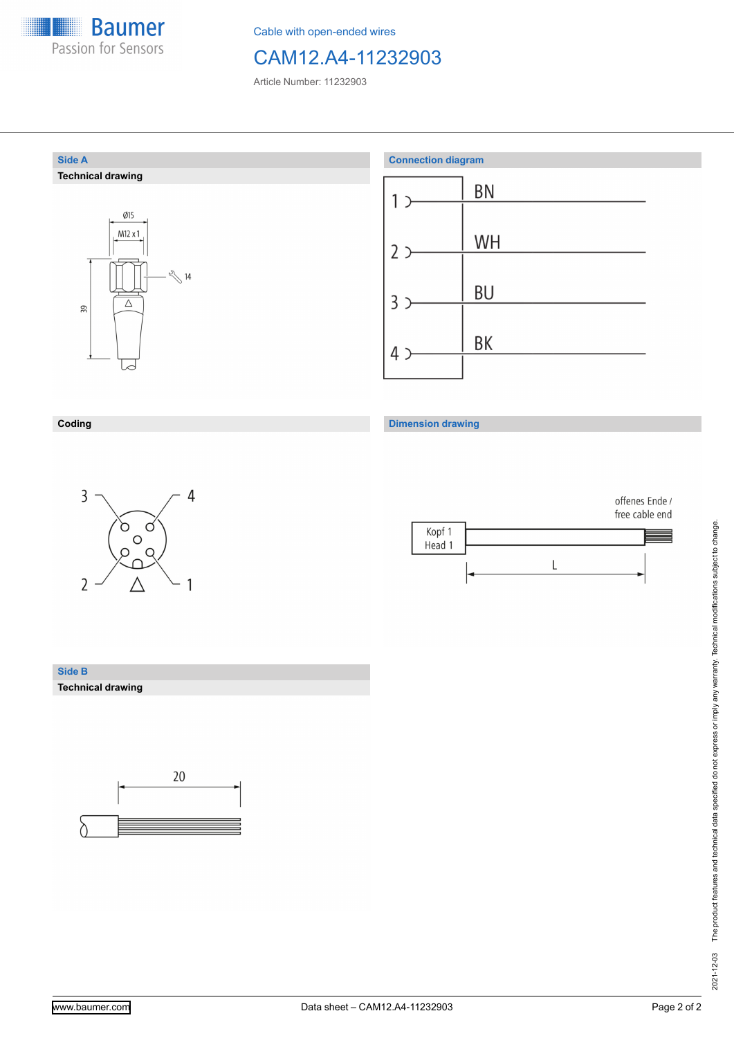Cable with open-ended wires

# CAM12.A4-11232903

Article Number: 11232903

## Side A

### Technical drawing

Ø15

M12 x 1

14

39

## Connection diagram

1 BN

2 WH

3 BU

4 BK

### Coding

3 4

2 1

## Dimension drawing

offenes Ende / free cable end

Kopf 1 / Head 1

L

## Side B

### Technical drawing

20

The product features and technical data specified do not express or imply any warranty. Technical modifications subject to change.

2021-12-03

www.baumer.com

Data sheet – CAM12.A4-11232903